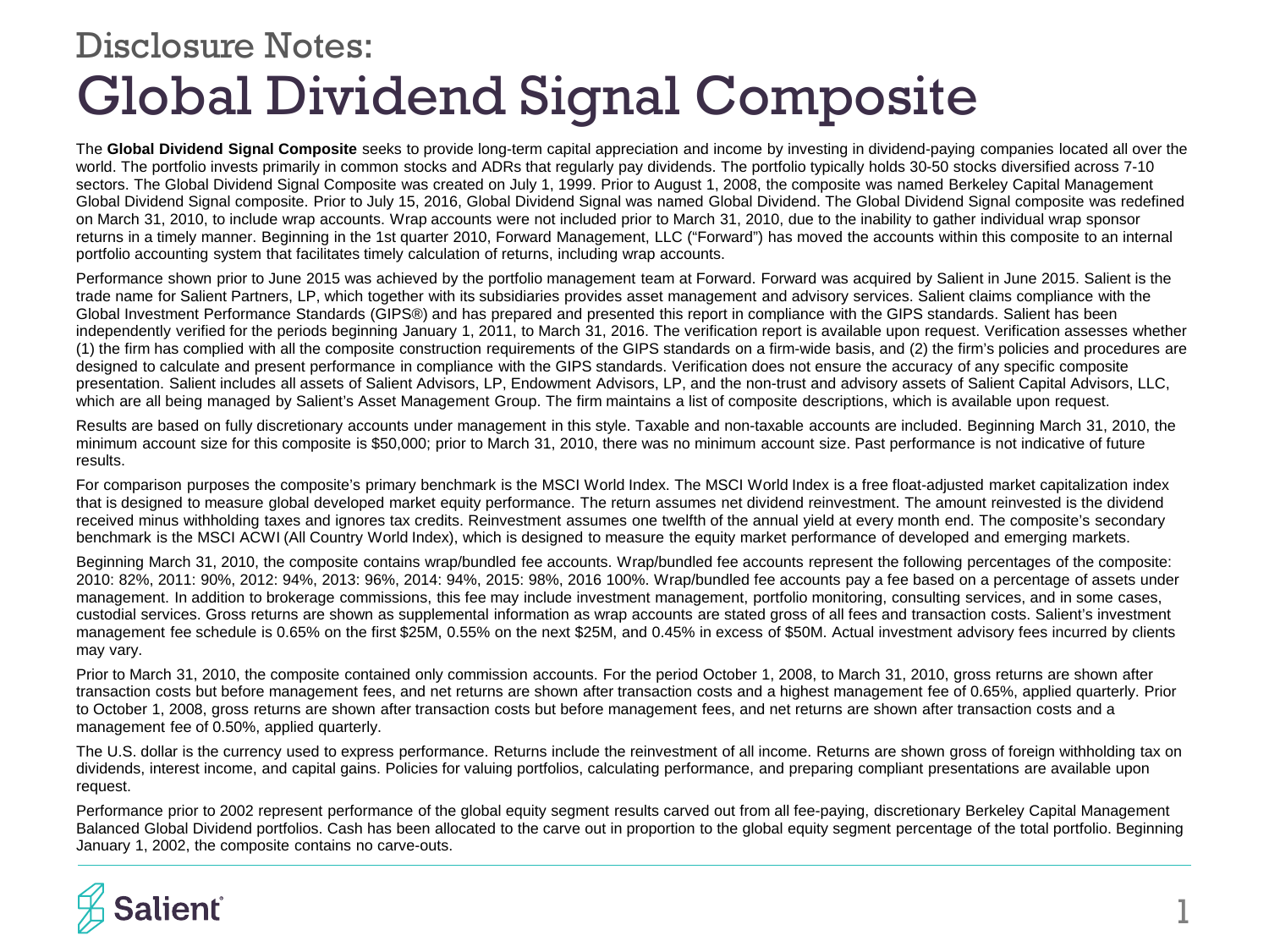# Disclosure Notes:
# Global Dividend Signal Composite

The **Global Dividend Signal Composite** seeks to provide long-term capital appreciation and income by investing in dividend-paying companies located all over the world. The portfolio invests primarily in common stocks and ADRs that regularly pay dividends. The portfolio typically holds 30-50 stocks diversified across 7-10 sectors. The Global Dividend Signal Composite was created on July 1, 1999. Prior to August 1, 2008, the composite was named Berkeley Capital Management Global Dividend Signal composite. Prior to July 15, 2016, Global Dividend Signal was named Global Dividend. The Global Dividend Signal composite was redefined on March 31, 2010, to include wrap accounts. Wrap accounts were not included prior to March 31, 2010, due to the inability to gather individual wrap sponsor returns in a timely manner. Beginning in the 1st quarter 2010, Forward Management, LLC ("Forward") has moved the accounts within this composite to an internal portfolio accounting system that facilitates timely calculation of returns, including wrap accounts.

Performance shown prior to June 2015 was achieved by the portfolio management team at Forward. Forward was acquired by Salient in June 2015. Salient is the trade name for Salient Partners, LP, which together with its subsidiaries provides asset management and advisory services. Salient claims compliance with the Global Investment Performance Standards (GIPS®) and has prepared and presented this report in compliance with the GIPS standards. Salient has been independently verified for the periods beginning January 1, 2011, to March 31, 2016. The verification report is available upon request. Verification assesses whether (1) the firm has complied with all the composite construction requirements of the GIPS standards on a firm-wide basis, and (2) the firm's policies and procedures are designed to calculate and present performance in compliance with the GIPS standards. Verification does not ensure the accuracy of any specific composite presentation. Salient includes all assets of Salient Advisors, LP, Endowment Advisors, LP, and the non-trust and advisory assets of Salient Capital Advisors, LLC, which are all being managed by Salient's Asset Management Group. The firm maintains a list of composite descriptions, which is available upon request.

Results are based on fully discretionary accounts under management in this style. Taxable and non-taxable accounts are included. Beginning March 31, 2010, the minimum account size for this composite is $50,000; prior to March 31, 2010, there was no minimum account size. Past performance is not indicative of future results.

For comparison purposes the composite's primary benchmark is the MSCI World Index. The MSCI World Index is a free float-adjusted market capitalization index that is designed to measure global developed market equity performance. The return assumes net dividend reinvestment. The amount reinvested is the dividend received minus withholding taxes and ignores tax credits. Reinvestment assumes one twelfth of the annual yield at every month end. The composite's secondary benchmark is the MSCI ACWI (All Country World Index), which is designed to measure the equity market performance of developed and emerging markets.

Beginning March 31, 2010, the composite contains wrap/bundled fee accounts. Wrap/bundled fee accounts represent the following percentages of the composite: 2010: 82%, 2011: 90%, 2012: 94%, 2013: 96%, 2014: 94%, 2015: 98%, 2016 100%. Wrap/bundled fee accounts pay a fee based on a percentage of assets under management. In addition to brokerage commissions, this fee may include investment management, portfolio monitoring, consulting services, and in some cases, custodial services. Gross returns are shown as supplemental information as wrap accounts are stated gross of all fees and transaction costs. Salient's investment management fee schedule is 0.65% on the first $25M, 0.55% on the next $25M, and 0.45% in excess of $50M. Actual investment advisory fees incurred by clients may vary.

Prior to March 31, 2010, the composite contained only commission accounts. For the period October 1, 2008, to March 31, 2010, gross returns are shown after transaction costs but before management fees, and net returns are shown after transaction costs and a highest management fee of 0.65%, applied quarterly. Prior to October 1, 2008, gross returns are shown after transaction costs but before management fees, and net returns are shown after transaction costs and a management fee of 0.50%, applied quarterly.

The U.S. dollar is the currency used to express performance. Returns include the reinvestment of all income. Returns are shown gross of foreign withholding tax on dividends, interest income, and capital gains. Policies for valuing portfolios, calculating performance, and preparing compliant presentations are available upon request.

Performance prior to 2002 represent performance of the global equity segment results carved out from all fee-paying, discretionary Berkeley Capital Management Balanced Global Dividend portfolios. Cash has been allocated to the carve out in proportion to the global equity segment percentage of the total portfolio. Beginning January 1, 2002, the composite contains no carve-outs.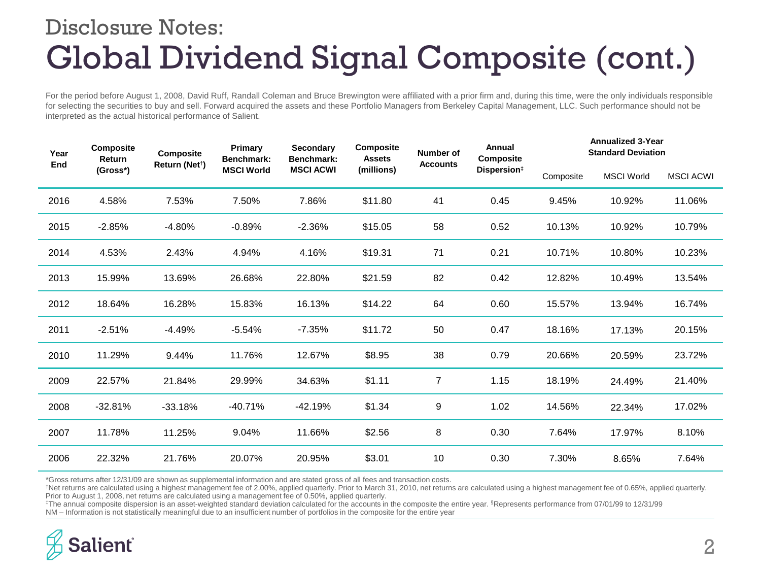# Disclosure Notes:
# Global Dividend Signal Composite (cont.)

For the period before August 1, 2008, David Ruff, Randall Coleman and Bruce Brewington were affiliated with a prior firm and, during this time, were the only individuals responsible for selecting the securities to buy and sell. Forward acquired the assets and these Portfolio Managers from Berkeley Capital Management, LLC. Such performance should not be interpreted as the actual historical performance of Salient.

| Year End | Composite Return (Gross*) | Composite Return (Net†) | Primary Benchmark: MSCI World | Secondary Benchmark: MSCI ACWI | Composite Assets (millions) | Number of Accounts | Annual Composite Dispersion‡ | Annualized 3-Year Standard Deviation | | |
|---|---|---|---|---|---|---|---|---|---|---|
| | | | | | | | | Composite | MSCI World | MSCI ACWI |
| 2016 | 4.58% | 7.53% | 7.50% | 7.86% | $11.80 | 41 | 0.45 | 9.45% | 10.92% | 11.06% |
| 2015 | -2.85% | -4.80% | -0.89% | -2.36% | $15.05 | 58 | 0.52 | 10.13% | 10.92% | 10.79% |
| 2014 | 4.53% | 2.43% | 4.94% | 4.16% | $19.31 | 71 | 0.21 | 10.71% | 10.80% | 10.23% |
| 2013 | 15.99% | 13.69% | 26.68% | 22.80% | $21.59 | 82 | 0.42 | 12.82% | 10.49% | 13.54% |
| 2012 | 18.64% | 16.28% | 15.83% | 16.13% | $14.22 | 64 | 0.60 | 15.57% | 13.94% | 16.74% |
| 2011 | -2.51% | -4.49% | -5.54% | -7.35% | $11.72 | 50 | 0.47 | 18.16% | 17.13% | 20.15% |
| 2010 | 11.29% | 9.44% | 11.76% | 12.67% | $8.95 | 38 | 0.79 | 20.66% | 20.59% | 23.72% |
| 2009 | 22.57% | 21.84% | 29.99% | 34.63% | $1.11 | 7 | 1.15 | 18.19% | 24.49% | 21.40% |
| 2008 | -32.81% | -33.18% | -40.71% | -42.19% | $1.34 | 9 | 1.02 | 14.56% | 22.34% | 17.02% |
| 2007 | 11.78% | 11.25% | 9.04% | 11.66% | $2.56 | 8 | 0.30 | 7.64% | 17.97% | 8.10% |
| 2006 | 22.32% | 21.76% | 20.07% | 20.95% | $3.01 | 10 | 0.30 | 7.30% | 8.65% | 7.64% |

*Gross returns after 12/31/09 are shown as supplemental information and are stated gross of all fees and transaction costs.
†Net returns are calculated using a highest management fee of 2.00%, applied quarterly. Prior to March 31, 2010, net returns are calculated using a highest management fee of 0.65%, applied quarterly. Prior to August 1, 2008, net returns are calculated using a management fee of 0.50%, applied quarterly.
‡The annual composite dispersion is an asset-weighted standard deviation calculated for the accounts in the composite the entire year. §Represents performance from 07/01/99 to 12/31/99
NM – Information is not statistically meaningful due to an insufficient number of portfolios in the composite for the entire year

Salient